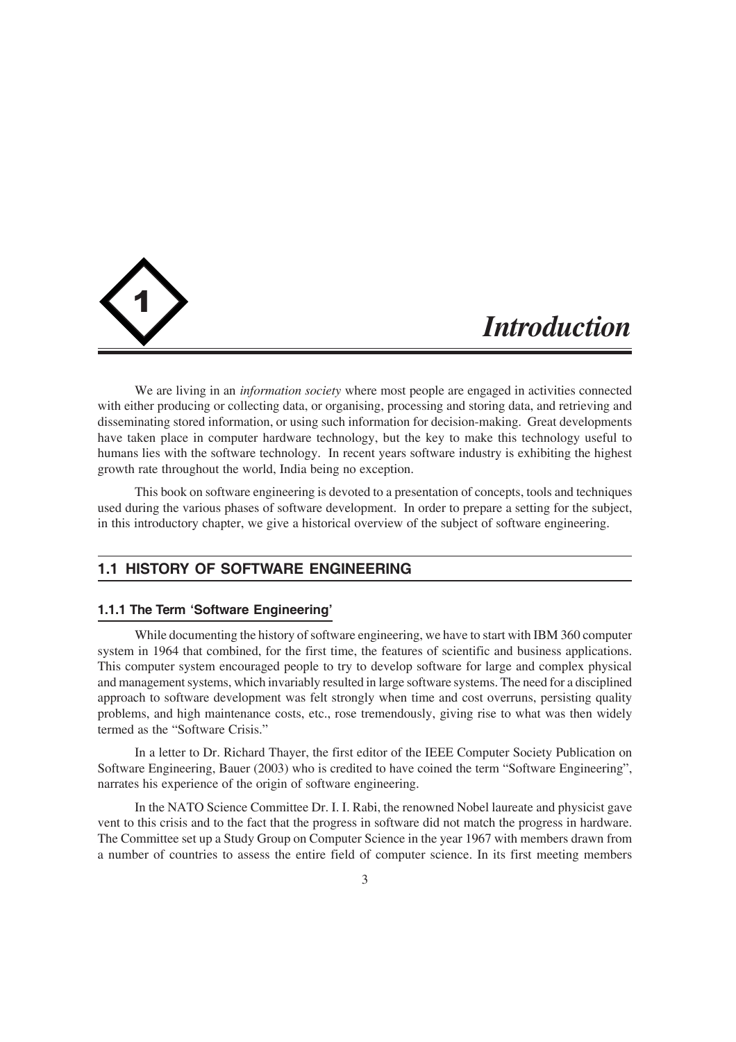# 1 Introduction

We are living in an *information society* where most people are engaged in activities connected with either producing or collecting data, or organising, processing and storing data, and retrieving and disseminating stored information, or using such information for decision-making. Great developments have taken place in computer hardware technology, but the key to make this technology useful to humans lies with the software technology. In recent years software industry is exhibiting the highest growth rate throughout the world, India being no exception.

This book on software engineering is devoted to a presentation of concepts, tools and techniques used during the various phases of software development. In order to prepare a setting for the subject, in this introductory chapter, we give a historical overview of the subject of software engineering.

## 1.1 HISTORY OF SOFTWARE ENGINEERING

### 1.1.1 The Term 'Software Engineering'

While documenting the history of software engineering, we have to start with IBM 360 computer system in 1964 that combined, for the first time, the features of scientific and business applications. This computer system encouraged people to try to develop software for large and complex physical and management systems, which invariably resulted in large software systems. The need for a disciplined approach to software development was felt strongly when time and cost overruns, persisting quality problems, and high maintenance costs, etc., rose tremendously, giving rise to what was then widely termed as the "Software Crisis."

In a letter to Dr. Richard Thayer, the first editor of the IEEE Computer Society Publication on Software Engineering, Bauer (2003) who is credited to have coined the term "Software Engineering", narrates his experience of the origin of software engineering.

In the NATO Science Committee Dr. I. I. Rabi, the renowned Nobel laureate and physicist gave vent to this crisis and to the fact that the progress in software did not match the progress in hardware. The Committee set up a Study Group on Computer Science in the year 1967 with members drawn from a number of countries to assess the entire field of computer science. In its first meeting members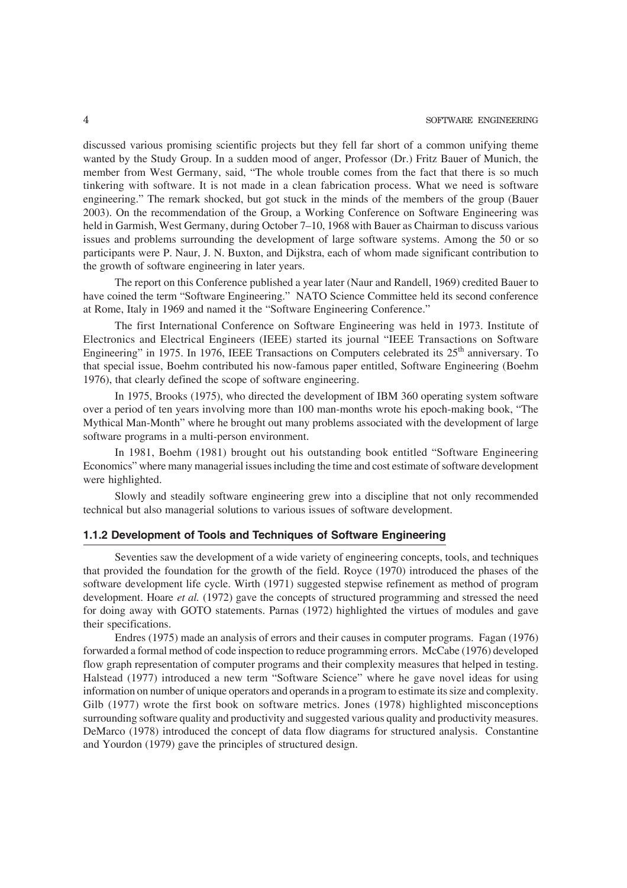discussed various promising scientific projects but they fell far short of a common unifying theme wanted by the Study Group. In a sudden mood of anger, Professor (Dr.) Fritz Bauer of Munich, the member from West Germany, said, "The whole trouble comes from the fact that there is so much tinkering with software. It is not made in a clean fabrication process. What we need is software engineering." The remark shocked, but got stuck in the minds of the members of the group (Bauer 2003). On the recommendation of the Group, a Working Conference on Software Engineering was held in Garmish, West Germany, during October 7–10, 1968 with Bauer as Chairman to discuss various issues and problems surrounding the development of large software systems. Among the 50 or so participants were P. Naur, J. N. Buxton, and Dijkstra, each of whom made significant contribution to the growth of software engineering in later years.

The report on this Conference published a year later (Naur and Randell, 1969) credited Bauer to have coined the term "Software Engineering." NATO Science Committee held its second conference at Rome, Italy in 1969 and named it the "Software Engineering Conference."

The first International Conference on Software Engineering was held in 1973. Institute of Electronics and Electrical Engineers (IEEE) started its journal "IEEE Transactions on Software Engineering" in 1975. In 1976, IEEE Transactions on Computers celebrated its 25th anniversary. To that special issue, Boehm contributed his now-famous paper entitled, Software Engineering (Boehm 1976), that clearly defined the scope of software engineering.

In 1975, Brooks (1975), who directed the development of IBM 360 operating system software over a period of ten years involving more than 100 man-months wrote his epoch-making book, "The Mythical Man-Month" where he brought out many problems associated with the development of large software programs in a multi-person environment.

In 1981, Boehm (1981) brought out his outstanding book entitled "Software Engineering Economics" where many managerial issues including the time and cost estimate of software development were highlighted.

Slowly and steadily software engineering grew into a discipline that not only recommended technical but also managerial solutions to various issues of software development.

### 1.1.2 Development of Tools and Techniques of Software Engineering

Seventies saw the development of a wide variety of engineering concepts, tools, and techniques that provided the foundation for the growth of the field. Royce (1970) introduced the phases of the software development life cycle. Wirth (1971) suggested stepwise refinement as method of program development. Hoare *et al.* (1972) gave the concepts of structured programming and stressed the need for doing away with GOTO statements. Parnas (1972) highlighted the virtues of modules and gave their specifications.

Endres (1975) made an analysis of errors and their causes in computer programs. Fagan (1976) forwarded a formal method of code inspection to reduce programming errors. McCabe (1976) developed flow graph representation of computer programs and their complexity measures that helped in testing. Halstead (1977) introduced a new term "Software Science" where he gave novel ideas for using information on number of unique operators and operands in a program to estimate its size and complexity. Gilb (1977) wrote the first book on software metrics. Jones (1978) highlighted misconceptions surrounding software quality and productivity and suggested various quality and productivity measures. DeMarco (1978) introduced the concept of data flow diagrams for structured analysis. Constantine and Yourdon (1979) gave the principles of structured design.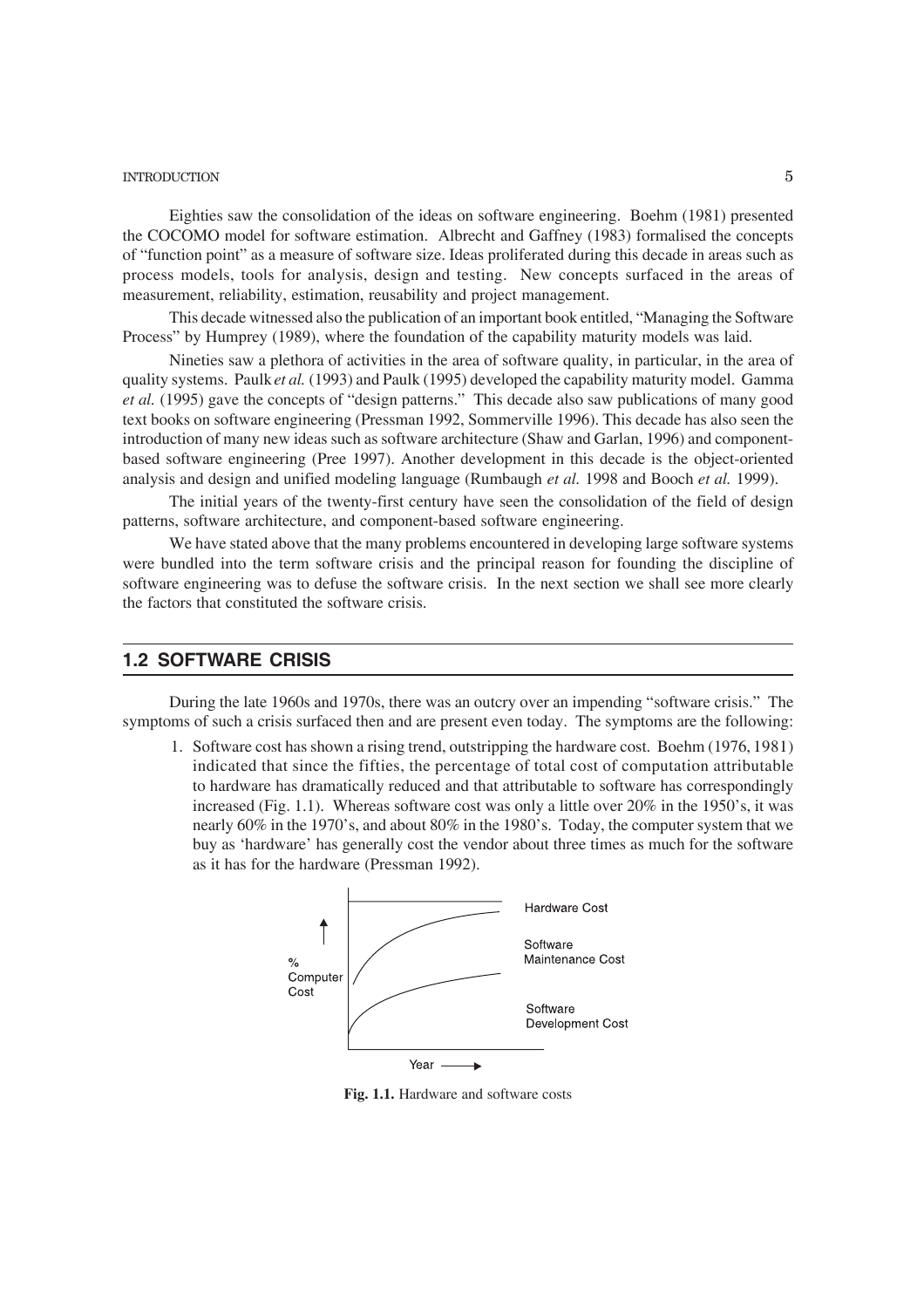Eighties saw the consolidation of the ideas on software engineering. Boehm (1981) presented the COCOMO model for software estimation. Albrecht and Gaffney (1983) formalised the concepts of "function point" as a measure of software size. Ideas proliferated during this decade in areas such as process models, tools for analysis, design and testing. New concepts surfaced in the areas of measurement, reliability, estimation, reusability and project management.

This decade witnessed also the publication of an important book entitled, "Managing the Software Process" by Humprey (1989), where the foundation of the capability maturity models was laid.

Nineties saw a plethora of activities in the area of software quality, in particular, in the area of quality systems. Paulk *et al.* (1993) and Paulk (1995) developed the capability maturity model. Gamma *et al.* (1995) gave the concepts of "design patterns." This decade also saw publications of many good text books on software engineering (Pressman 1992, Sommerville 1996). This decade has also seen the introduction of many new ideas such as software architecture (Shaw and Garlan, 1996) and component-based software engineering (Pree 1997). Another development in this decade is the object-oriented analysis and design and unified modeling language (Rumbaugh *et al.* 1998 and Booch *et al.* 1999).

The initial years of the twenty-first century have seen the consolidation of the field of design patterns, software architecture, and component-based software engineering.

We have stated above that the many problems encountered in developing large software systems were bundled into the term software crisis and the principal reason for founding the discipline of software engineering was to defuse the software crisis. In the next section we shall see more clearly the factors that constituted the software crisis.

## 1.2 SOFTWARE CRISIS

During the late 1960s and 1970s, there was an outcry over an impending "software crisis." The symptoms of such a crisis surfaced then and are present even today. The symptoms are the following:

1. Software cost has shown a rising trend, outstripping the hardware cost. Boehm (1976, 1981) indicated that since the fifties, the percentage of total cost of computation attributable to hardware has dramatically reduced and that attributable to software has correspondingly increased (Fig. 1.1). Whereas software cost was only a little over 20% in the 1950's, it was nearly 60% in the 1970's, and about 80% in the 1980's. Today, the computer system that we buy as 'hardware' has generally cost the vendor about three times as much for the software as it has for the hardware (Pressman 1992).

**Fig. 1.1.** Hardware and software costs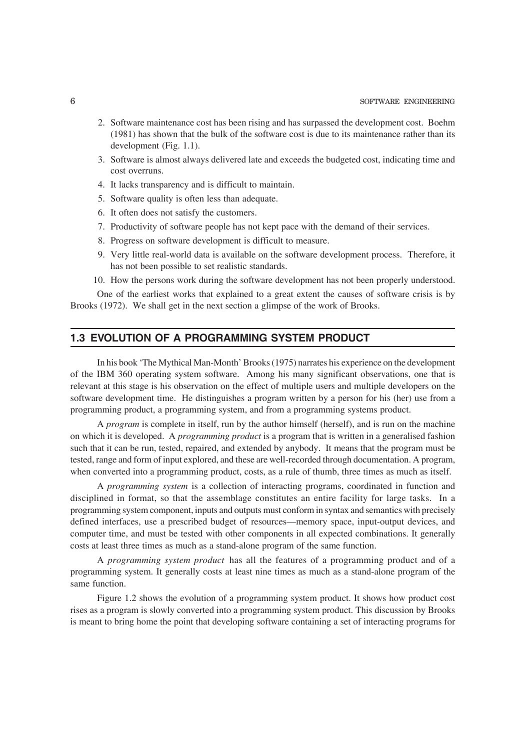2. Software maintenance cost has been rising and has surpassed the development cost. Boehm (1981) has shown that the bulk of the software cost is due to its maintenance rather than its development (Fig. 1.1).
3. Software is almost always delivered late and exceeds the budgeted cost, indicating time and cost overruns.
4. It lacks transparency and is difficult to maintain.
5. Software quality is often less than adequate.
6. It often does not satisfy the customers.
7. Productivity of software people has not kept pace with the demand of their services.
8. Progress on software development is difficult to measure.
9. Very little real-world data is available on the software development process. Therefore, it has not been possible to set realistic standards.
10. How the persons work during the software development has not been properly understood.

One of the earliest works that explained to a great extent the causes of software crisis is by Brooks (1972). We shall get in the next section a glimpse of the work of Brooks.

## 1.3 EVOLUTION OF A PROGRAMMING SYSTEM PRODUCT

In his book 'The Mythical Man-Month' Brooks (1975) narrates his experience on the development of the IBM 360 operating system software. Among his many significant observations, one that is relevant at this stage is his observation on the effect of multiple users and multiple developers on the software development time. He distinguishes a program written by a person for his (her) use from a programming product, a programming system, and from a programming systems product.

A *program* is complete in itself, run by the author himself (herself), and is run on the machine on which it is developed. A *programming product* is a program that is written in a generalised fashion such that it can be run, tested, repaired, and extended by anybody. It means that the program must be tested, range and form of input explored, and these are well-recorded through documentation. A program, when converted into a programming product, costs, as a rule of thumb, three times as much as itself.

A *programming system* is a collection of interacting programs, coordinated in function and disciplined in format, so that the assemblage constitutes an entire facility for large tasks. In a programming system component, inputs and outputs must conform in syntax and semantics with precisely defined interfaces, use a prescribed budget of resources—memory space, input-output devices, and computer time, and must be tested with other components in all expected combinations. It generally costs at least three times as much as a stand-alone program of the same function.

A *programming system product* has all the features of a programming product and of a programming system. It generally costs at least nine times as much as a stand-alone program of the same function.

Figure 1.2 shows the evolution of a programming system product. It shows how product cost rises as a program is slowly converted into a programming system product. This discussion by Brooks is meant to bring home the point that developing software containing a set of interacting programs for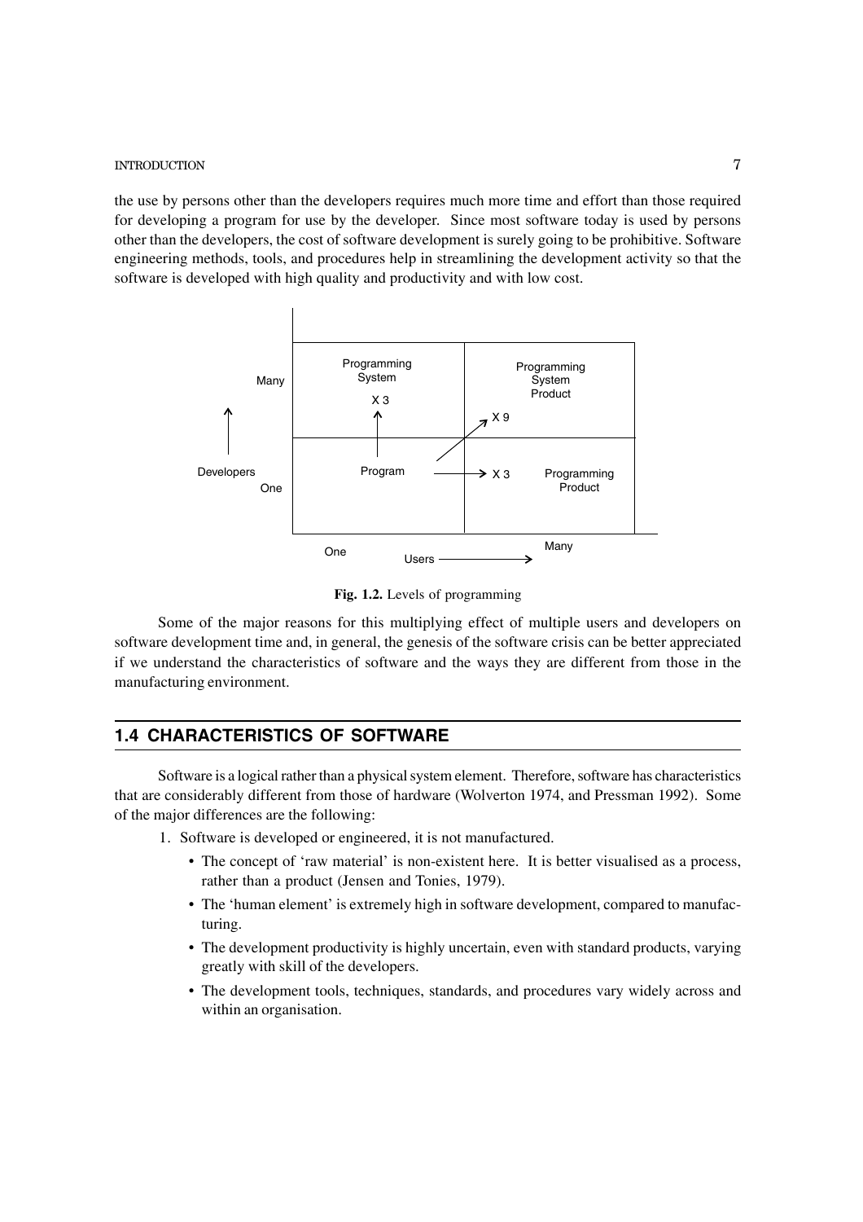the use by persons other than the developers requires much more time and effort than those required for developing a program for use by the developer. Since most software today is used by persons other than the developers, the cost of software development is surely going to be prohibitive. Software engineering methods, tools, and procedures help in streamlining the development activity so that the software is developed with high quality and productivity and with low cost.

Fig. 1.2. Levels of programming

Some of the major reasons for this multiplying effect of multiple users and developers on software development time and, in general, the genesis of the software crisis can be better appreciated if we understand the characteristics of software and the ways they are different from those in the manufacturing environment.

## 1.4 CHARACTERISTICS OF SOFTWARE

Software is a logical rather than a physical system element. Therefore, software has characteristics that are considerably different from those of hardware (Wolverton 1974, and Pressman 1992). Some of the major differences are the following:

1. Software is developed or engineered, it is not manufactured.
   - The concept of 'raw material' is non-existent here. It is better visualised as a process, rather than a product (Jensen and Tonies, 1979).
   - The 'human element' is extremely high in software development, compared to manufacturing.
   - The development productivity is highly uncertain, even with standard products, varying greatly with skill of the developers.
   - The development tools, techniques, standards, and procedures vary widely across and within an organisation.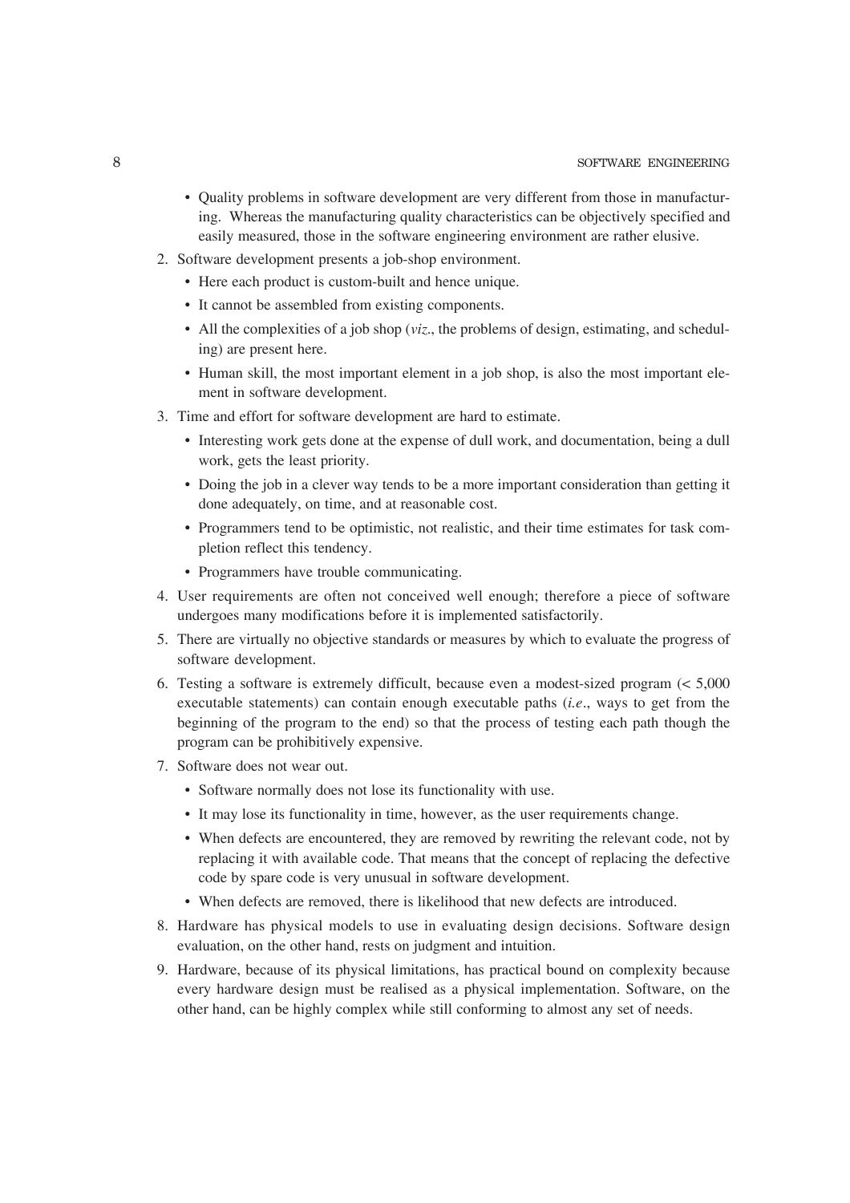- Quality problems in software development are very different from those in manufacturing. Whereas the manufacturing quality characteristics can be objectively specified and easily measured, those in the software engineering environment are rather elusive.

2. Software development presents a job-shop environment.
   - Here each product is custom-built and hence unique.
   - It cannot be assembled from existing components.
   - All the complexities of a job shop (*viz*., the problems of design, estimating, and scheduling) are present here.
   - Human skill, the most important element in a job shop, is also the most important element in software development.
3. Time and effort for software development are hard to estimate.
   - Interesting work gets done at the expense of dull work, and documentation, being a dull work, gets the least priority.
   - Doing the job in a clever way tends to be a more important consideration than getting it done adequately, on time, and at reasonable cost.
   - Programmers tend to be optimistic, not realistic, and their time estimates for task completion reflect this tendency.
   - Programmers have trouble communicating.
4. User requirements are often not conceived well enough; therefore a piece of software undergoes many modifications before it is implemented satisfactorily.
5. There are virtually no objective standards or measures by which to evaluate the progress of software development.
6. Testing a software is extremely difficult, because even a modest-sized program (< 5,000 executable statements) can contain enough executable paths (*i.e*., ways to get from the beginning of the program to the end) so that the process of testing each path though the program can be prohibitively expensive.
7. Software does not wear out.
   - Software normally does not lose its functionality with use.
   - It may lose its functionality in time, however, as the user requirements change.
   - When defects are encountered, they are removed by rewriting the relevant code, not by replacing it with available code. That means that the concept of replacing the defective code by spare code is very unusual in software development.
   - When defects are removed, there is likelihood that new defects are introduced.
8. Hardware has physical models to use in evaluating design decisions. Software design evaluation, on the other hand, rests on judgment and intuition.
9. Hardware, because of its physical limitations, has practical bound on complexity because every hardware design must be realised as a physical implementation. Software, on the other hand, can be highly complex while still conforming to almost any set of needs.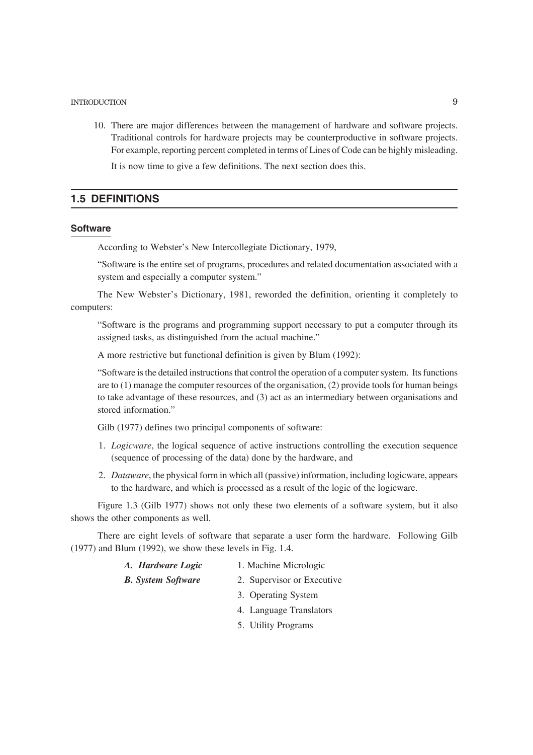10. There are major differences between the management of hardware and software projects. Traditional controls for hardware projects may be counterproductive in software projects. For example, reporting percent completed in terms of Lines of Code can be highly misleading.

    It is now time to give a few definitions. The next section does this.

## 1.5 DEFINITIONS

### Software

According to Webster's New Intercollegiate Dictionary, 1979,

"Software is the entire set of programs, procedures and related documentation associated with a system and especially a computer system."

The New Webster's Dictionary, 1981, reworded the definition, orienting it completely to computers:

"Software is the programs and programming support necessary to put a computer through its assigned tasks, as distinguished from the actual machine."

A more restrictive but functional definition is given by Blum (1992):

"Software is the detailed instructions that control the operation of a computer system. Its functions are to (1) manage the computer resources of the organisation, (2) provide tools for human beings to take advantage of these resources, and (3) act as an intermediary between organisations and stored information."

Gilb (1977) defines two principal components of software:

1. *Logicware*, the logical sequence of active instructions controlling the execution sequence (sequence of processing of the data) done by the hardware, and
2. *Dataware*, the physical form in which all (passive) information, including logicware, appears to the hardware, and which is processed as a result of the logic of the logicware.

Figure 1.3 (Gilb 1977) shows not only these two elements of a software system, but it also shows the other components as well.

There are eight levels of software that separate a user form the hardware. Following Gilb (1977) and Blum (1992), we show these levels in Fig. 1.4.

***A. Hardware Logic***
1. Machine Micrologic

***B. System Software***
2. Supervisor or Executive
3. Operating System
4. Language Translators
5. Utility Programs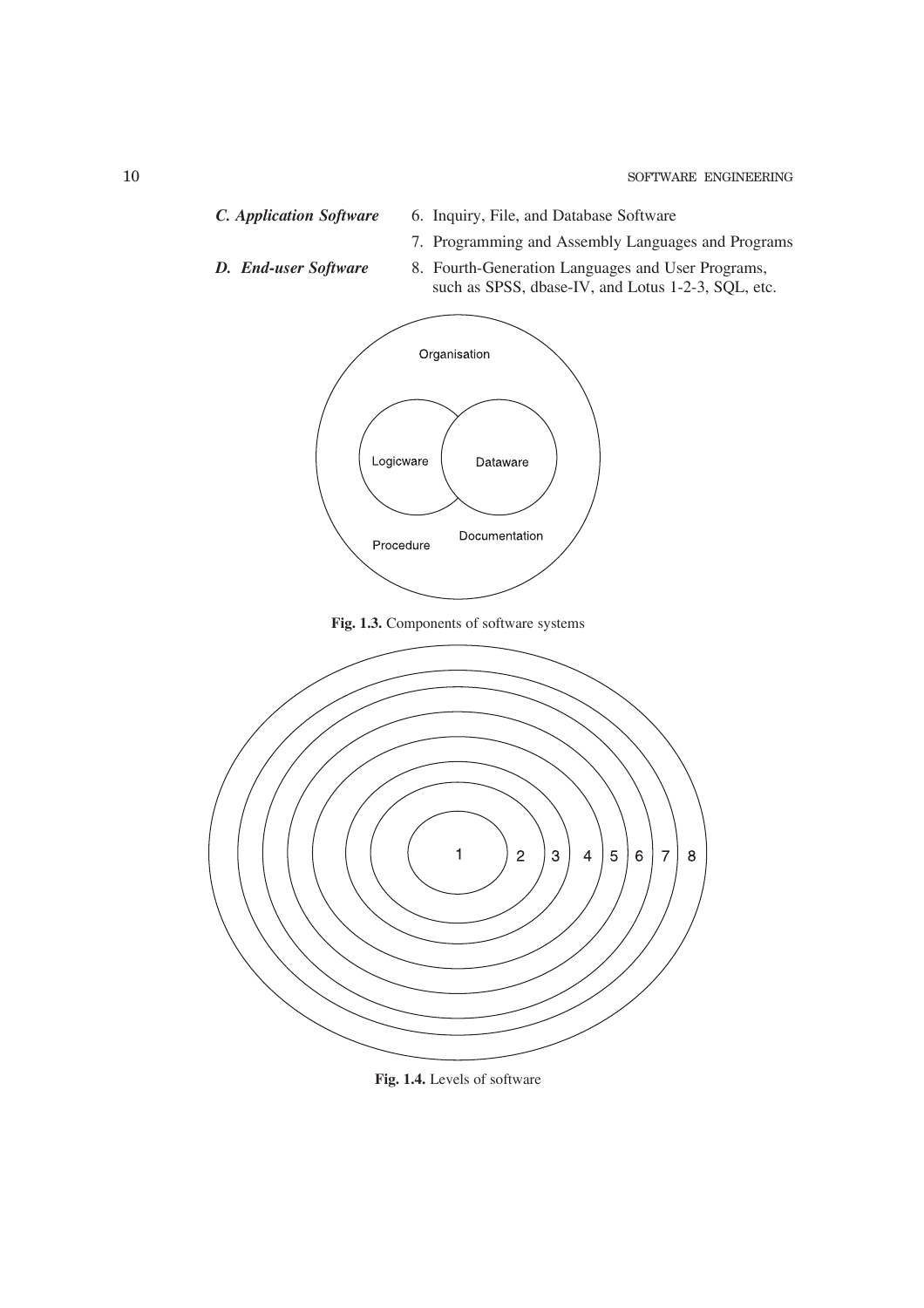***C. Application Software*** 6. Inquiry, File, and Database Software

7. Programming and Assembly Languages and Programs

***D. End-user Software*** 8. Fourth-Generation Languages and User Programs, such as SPSS, dbase-IV, and Lotus 1-2-3, SQL, etc.

**Fig. 1.3.** Components of software systems

**Fig. 1.4.** Levels of software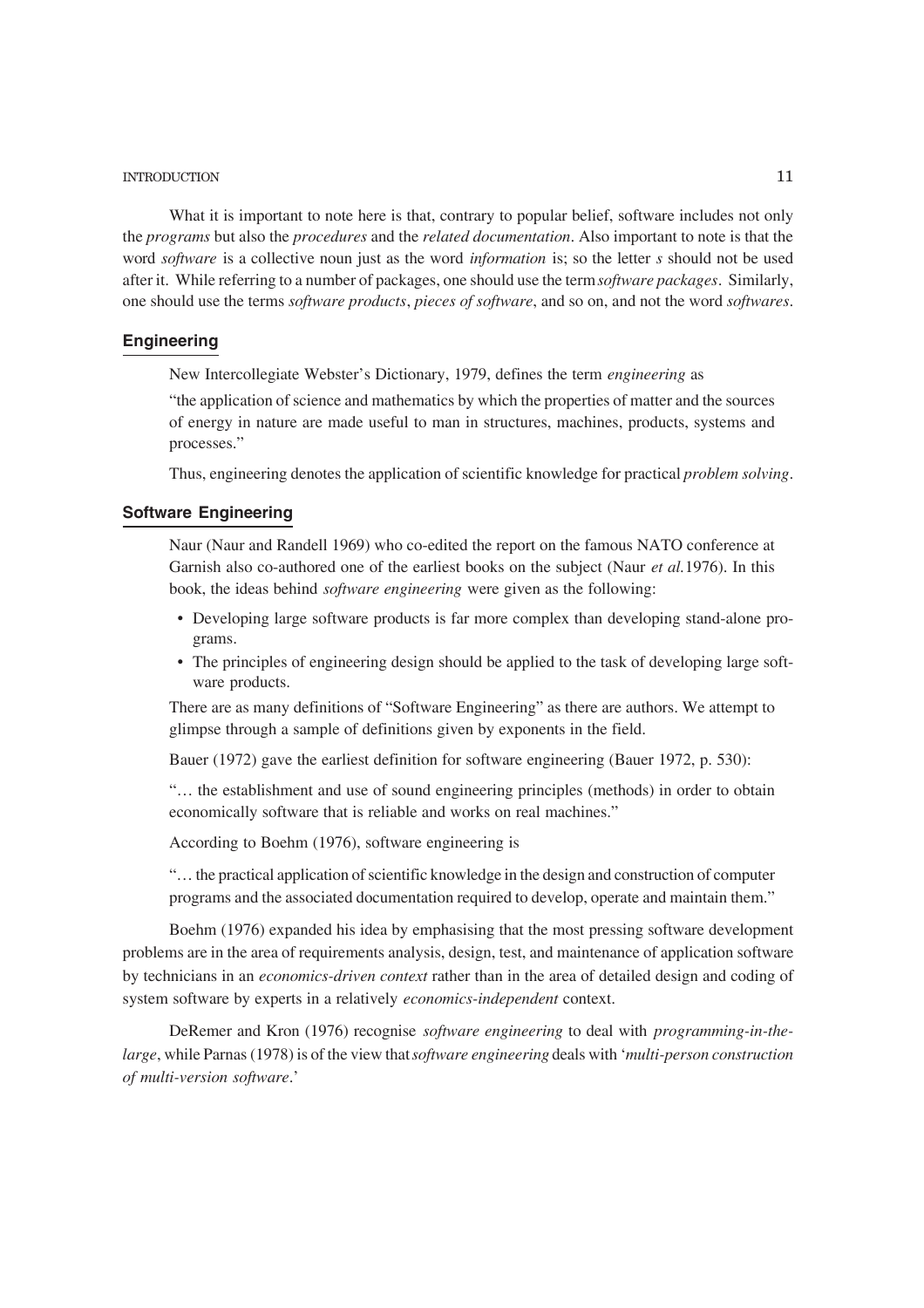What it is important to note here is that, contrary to popular belief, software includes not only the *programs* but also the *procedures* and the *related documentation*. Also important to note is that the word *software* is a collective noun just as the word *information* is; so the letter *s* should not be used after it. While referring to a number of packages, one should use the term *software packages*. Similarly, one should use the terms *software products*, *pieces of software*, and so on, and not the word *softwares*.

## Engineering

New Intercollegiate Webster's Dictionary, 1979, defines the term *engineering* as

"the application of science and mathematics by which the properties of matter and the sources of energy in nature are made useful to man in structures, machines, products, systems and processes."

Thus, engineering denotes the application of scientific knowledge for practical *problem solving*.

## Software Engineering

Naur (Naur and Randell 1969) who co-edited the report on the famous NATO conference at Garnish also co-authored one of the earliest books on the subject (Naur *et al.*1976). In this book, the ideas behind *software engineering* were given as the following:

- Developing large software products is far more complex than developing stand-alone programs.
- The principles of engineering design should be applied to the task of developing large software products.

There are as many definitions of "Software Engineering" as there are authors. We attempt to glimpse through a sample of definitions given by exponents in the field.

Bauer (1972) gave the earliest definition for software engineering (Bauer 1972, p. 530):

"… the establishment and use of sound engineering principles (methods) in order to obtain economically software that is reliable and works on real machines."

According to Boehm (1976), software engineering is

"… the practical application of scientific knowledge in the design and construction of computer programs and the associated documentation required to develop, operate and maintain them."

Boehm (1976) expanded his idea by emphasising that the most pressing software development problems are in the area of requirements analysis, design, test, and maintenance of application software by technicians in an *economics-driven context* rather than in the area of detailed design and coding of system software by experts in a relatively *economics-independent* context.

DeRemer and Kron (1976) recognise *software engineering* to deal with *programming-in-the-large*, while Parnas (1978) is of the view that *software engineering* deals with '*multi-person construction of multi-version software*.'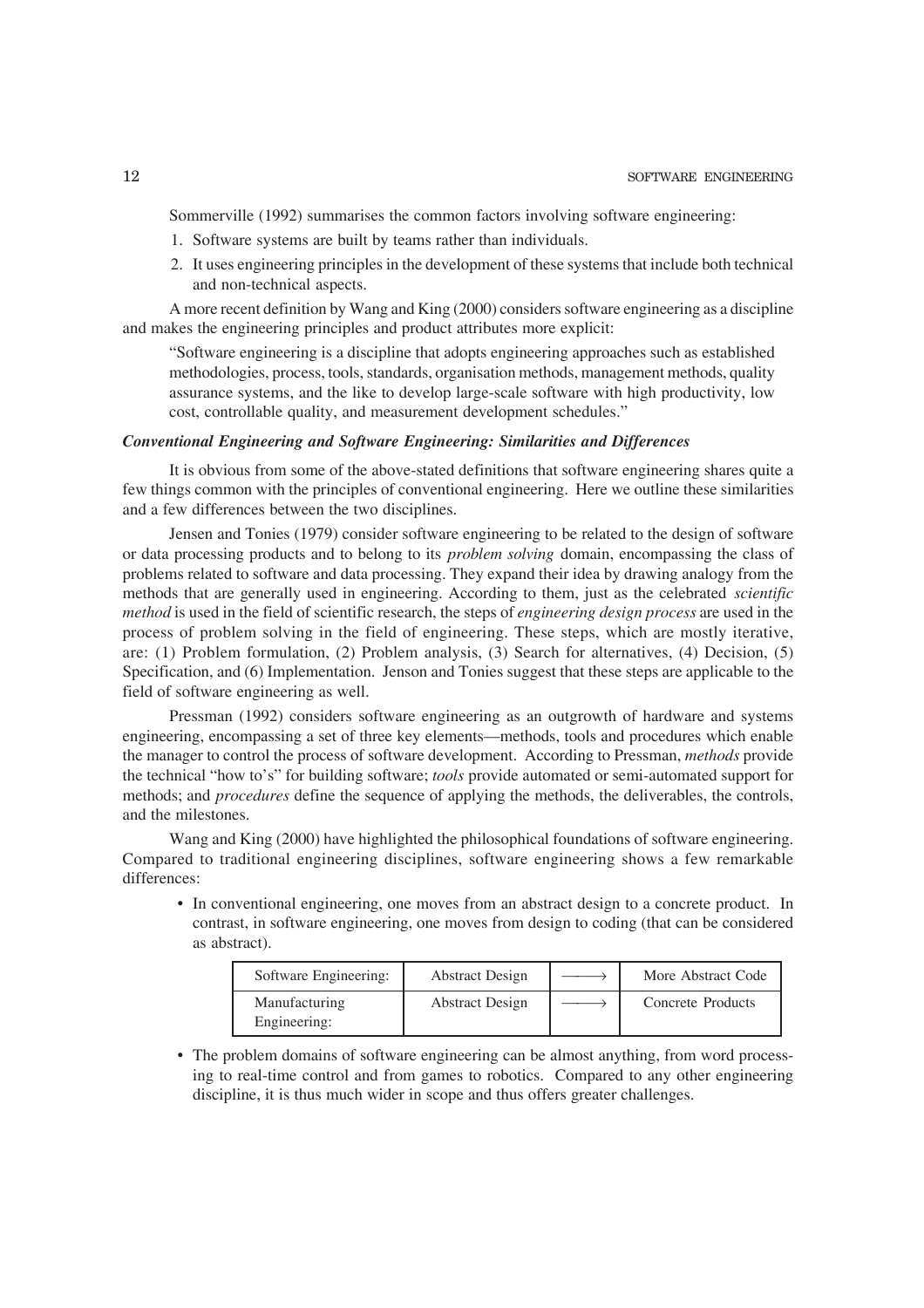Sommerville (1992) summarises the common factors involving software engineering:

1. Software systems are built by teams rather than individuals.
2. It uses engineering principles in the development of these systems that include both technical and non-technical aspects.

A more recent definition by Wang and King (2000) considers software engineering as a discipline and makes the engineering principles and product attributes more explicit:

> "Software engineering is a discipline that adopts engineering approaches such as established methodologies, process, tools, standards, organisation methods, management methods, quality assurance systems, and the like to develop large-scale software with high productivity, low cost, controllable quality, and measurement development schedules."

### *Conventional Engineering and Software Engineering: Similarities and Differences*

It is obvious from some of the above-stated definitions that software engineering shares quite a few things common with the principles of conventional engineering. Here we outline these similarities and a few differences between the two disciplines.

Jensen and Tonies (1979) consider software engineering to be related to the design of software or data processing products and to belong to its *problem solving* domain, encompassing the class of problems related to software and data processing. They expand their idea by drawing analogy from the methods that are generally used in engineering. According to them, just as the celebrated *scientific method* is used in the field of scientific research, the steps of *engineering design process* are used in the process of problem solving in the field of engineering. These steps, which are mostly iterative, are: (1) Problem formulation, (2) Problem analysis, (3) Search for alternatives, (4) Decision, (5) Specification, and (6) Implementation. Jenson and Tonies suggest that these steps are applicable to the field of software engineering as well.

Pressman (1992) considers software engineering as an outgrowth of hardware and systems engineering, encompassing a set of three key elements—methods, tools and procedures which enable the manager to control the process of software development. According to Pressman, *methods* provide the technical "how to's" for building software; *tools* provide automated or semi-automated support for methods; and *procedures* define the sequence of applying the methods, the deliverables, the controls, and the milestones.

Wang and King (2000) have highlighted the philosophical foundations of software engineering. Compared to traditional engineering disciplines, software engineering shows a few remarkable differences:

- In conventional engineering, one moves from an abstract design to a concrete product. In contrast, in software engineering, one moves from design to coding (that can be considered as abstract).

| | | | |
|---|---|---|---|
| Software Engineering: | Abstract Design | ⟶ | More Abstract Code |
| Manufacturing Engineering: | Abstract Design | ⟶ | Concrete Products |

- The problem domains of software engineering can be almost anything, from word processing to real-time control and from games to robotics. Compared to any other engineering discipline, it is thus much wider in scope and thus offers greater challenges.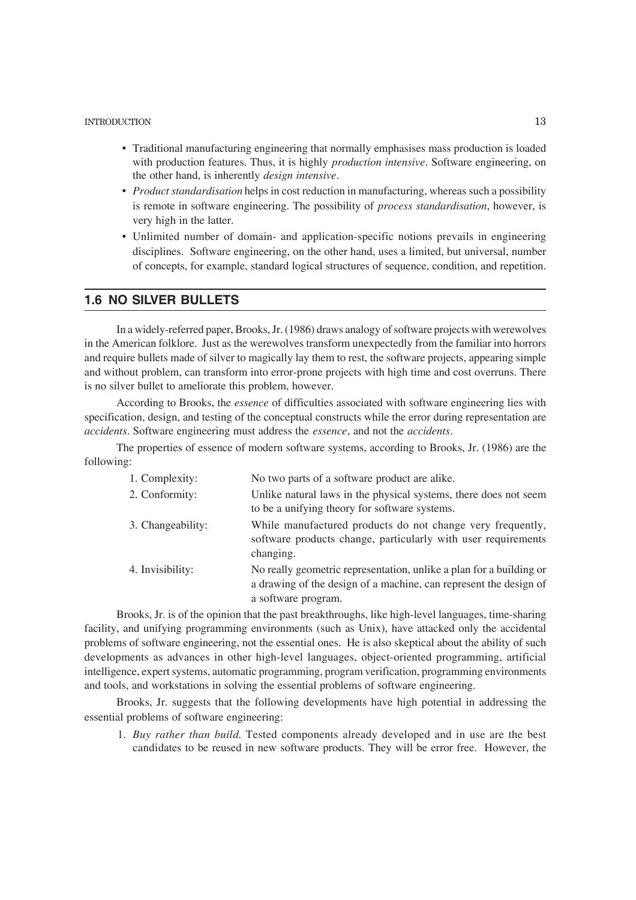- Traditional manufacturing engineering that normally emphasises mass production is loaded with production features. Thus, it is highly *production intensive*. Software engineering, on the other hand, is inherently *design intensive*.
- *Product standardisation* helps in cost reduction in manufacturing, whereas such a possibility is remote in software engineering. The possibility of *process standardisation*, however, is very high in the latter.
- Unlimited number of domain- and application-specific notions prevails in engineering disciplines. Software engineering, on the other hand, uses a limited, but universal, number of concepts, for example, standard logical structures of sequence, condition, and repetition.

## 1.6 NO SILVER BULLETS

In a widely-referred paper, Brooks, Jr. (1986) draws analogy of software projects with werewolves in the American folklore. Just as the werewolves transform unexpectedly from the familiar into horrors and require bullets made of silver to magically lay them to rest, the software projects, appearing simple and without problem, can transform into error-prone projects with high time and cost overruns. There is no silver bullet to ameliorate this problem, however.

According to Brooks, the *essence* of difficulties associated with software engineering lies with specification, design, and testing of the conceptual constructs while the error during representation are *accidents*. Software engineering must address the *essence*, and not the *accidents*.

The properties of essence of modern software systems, according to Brooks, Jr. (1986) are the following:

| | |
|---|---|
| 1. Complexity: | No two parts of a software product are alike. |
| 2. Conformity: | Unlike natural laws in the physical systems, there does not seem to be a unifying theory for software systems. |
| 3. Changeability: | While manufactured products do not change very frequently, software products change, particularly with user requirements changing. |
| 4. Invisibility: | No really geometric representation, unlike a plan for a building or a drawing of the design of a machine, can represent the design of a software program. |

Brooks, Jr. is of the opinion that the past breakthroughs, like high-level languages, time-sharing facility, and unifying programming environments (such as Unix), have attacked only the accidental problems of software engineering, not the essential ones. He is also skeptical about the ability of such developments as advances in other high-level languages, object-oriented programming, artificial intelligence, expert systems, automatic programming, program verification, programming environments and tools, and workstations in solving the essential problems of software engineering.

Brooks, Jr. suggests that the following developments have high potential in addressing the essential problems of software engineering:

1. *Buy rather than build.* Tested components already developed and in use are the best candidates to be reused in new software products. They will be error free. However, the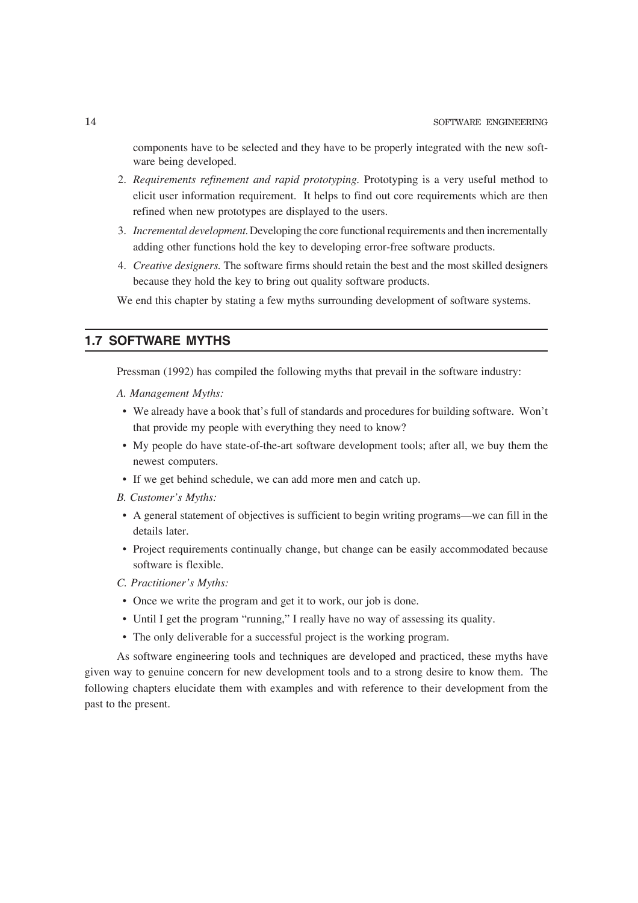components have to be selected and they have to be properly integrated with the new software being developed.

2. *Requirements refinement and rapid prototyping.* Prototyping is a very useful method to elicit user information requirement. It helps to find out core requirements which are then refined when new prototypes are displayed to the users.
3. *Incremental development.* Developing the core functional requirements and then incrementally adding other functions hold the key to developing error-free software products.
4. *Creative designers.* The software firms should retain the best and the most skilled designers because they hold the key to bring out quality software products.

We end this chapter by stating a few myths surrounding development of software systems.

## 1.7 SOFTWARE MYTHS

Pressman (1992) has compiled the following myths that prevail in the software industry:

*A. Management Myths:*

- We already have a book that's full of standards and procedures for building software. Won't that provide my people with everything they need to know?
- My people do have state-of-the-art software development tools; after all, we buy them the newest computers.
- If we get behind schedule, we can add more men and catch up.

*B. Customer's Myths:*

- A general statement of objectives is sufficient to begin writing programs—we can fill in the details later.
- Project requirements continually change, but change can be easily accommodated because software is flexible.

*C. Practitioner's Myths:*

- Once we write the program and get it to work, our job is done.
- Until I get the program "running," I really have no way of assessing its quality.
- The only deliverable for a successful project is the working program.

As software engineering tools and techniques are developed and practiced, these myths have given way to genuine concern for new development tools and to a strong desire to know them. The following chapters elucidate them with examples and with reference to their development from the past to the present.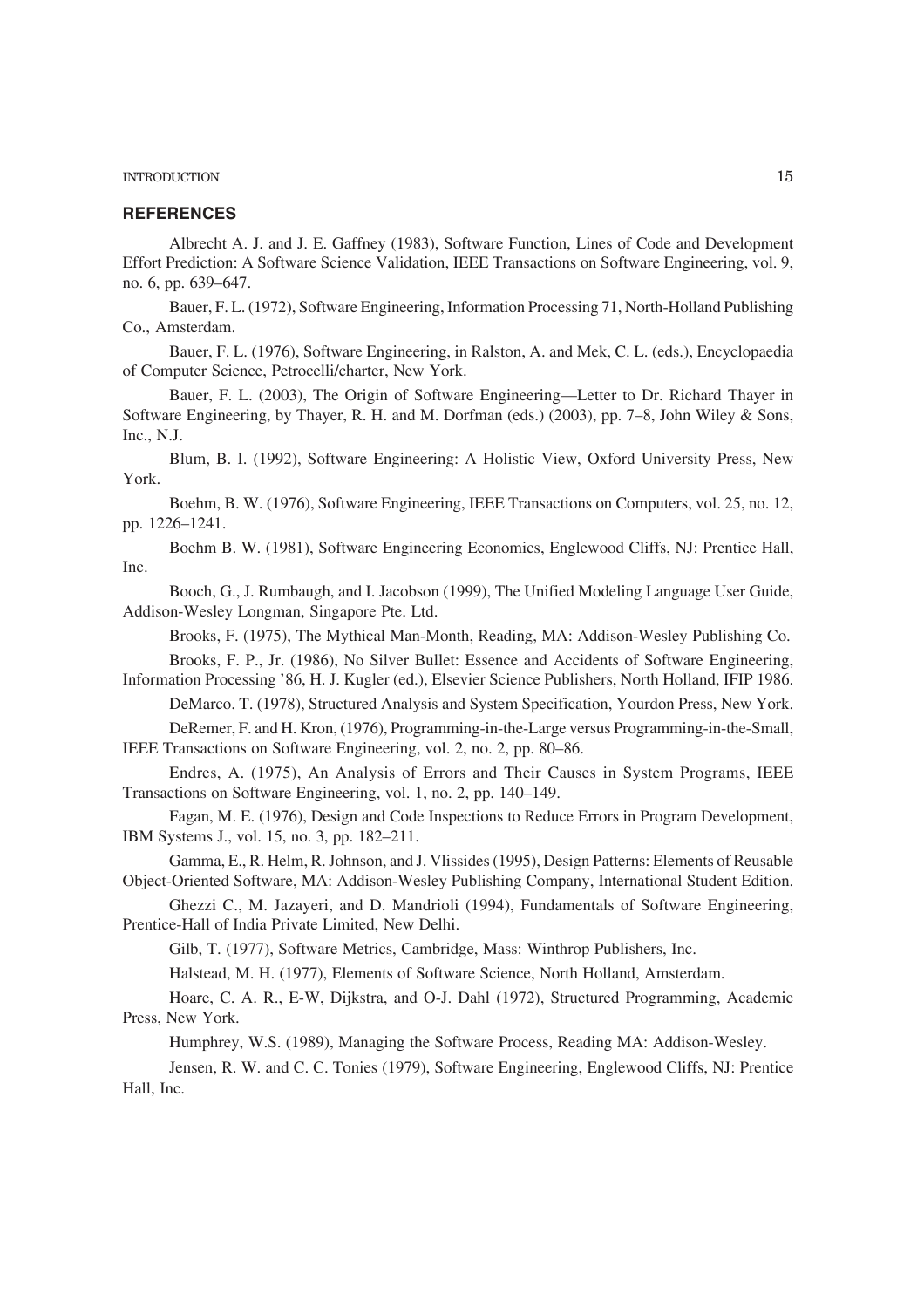## REFERENCES

Albrecht A. J. and J. E. Gaffney (1983), Software Function, Lines of Code and Development Effort Prediction: A Software Science Validation, IEEE Transactions on Software Engineering, vol. 9, no. 6, pp. 639–647.

Bauer, F. L. (1972), Software Engineering, Information Processing 71, North-Holland Publishing Co., Amsterdam.

Bauer, F. L. (1976), Software Engineering, in Ralston, A. and Mek, C. L. (eds.), Encyclopaedia of Computer Science, Petrocelli/charter, New York.

Bauer, F. L. (2003), The Origin of Software Engineering—Letter to Dr. Richard Thayer in Software Engineering, by Thayer, R. H. and M. Dorfman (eds.) (2003), pp. 7–8, John Wiley & Sons, Inc., N.J.

Blum, B. I. (1992), Software Engineering: A Holistic View, Oxford University Press, New York.

Boehm, B. W. (1976), Software Engineering, IEEE Transactions on Computers, vol. 25, no. 12, pp. 1226–1241.

Boehm B. W. (1981), Software Engineering Economics, Englewood Cliffs, NJ: Prentice Hall, Inc.

Booch, G., J. Rumbaugh, and I. Jacobson (1999), The Unified Modeling Language User Guide, Addison-Wesley Longman, Singapore Pte. Ltd.

Brooks, F. (1975), The Mythical Man-Month, Reading, MA: Addison-Wesley Publishing Co.

Brooks, F. P., Jr. (1986), No Silver Bullet: Essence and Accidents of Software Engineering, Information Processing '86, H. J. Kugler (ed.), Elsevier Science Publishers, North Holland, IFIP 1986.

DeMarco. T. (1978), Structured Analysis and System Specification, Yourdon Press, New York.

DeRemer, F. and H. Kron, (1976), Programming-in-the-Large versus Programming-in-the-Small, IEEE Transactions on Software Engineering, vol. 2, no. 2, pp. 80–86.

Endres, A. (1975), An Analysis of Errors and Their Causes in System Programs, IEEE Transactions on Software Engineering, vol. 1, no. 2, pp. 140–149.

Fagan, M. E. (1976), Design and Code Inspections to Reduce Errors in Program Development, IBM Systems J., vol. 15, no. 3, pp. 182–211.

Gamma, E., R. Helm, R. Johnson, and J. Vlissides (1995), Design Patterns: Elements of Reusable Object-Oriented Software, MA: Addison-Wesley Publishing Company, International Student Edition.

Ghezzi C., M. Jazayeri, and D. Mandrioli (1994), Fundamentals of Software Engineering, Prentice-Hall of India Private Limited, New Delhi.

Gilb, T. (1977), Software Metrics, Cambridge, Mass: Winthrop Publishers, Inc.

Halstead, M. H. (1977), Elements of Software Science, North Holland, Amsterdam.

Hoare, C. A. R., E-W, Dijkstra, and O-J. Dahl (1972), Structured Programming, Academic Press, New York.

Humphrey, W.S. (1989), Managing the Software Process, Reading MA: Addison-Wesley.

Jensen, R. W. and C. C. Tonies (1979), Software Engineering, Englewood Cliffs, NJ: Prentice Hall, Inc.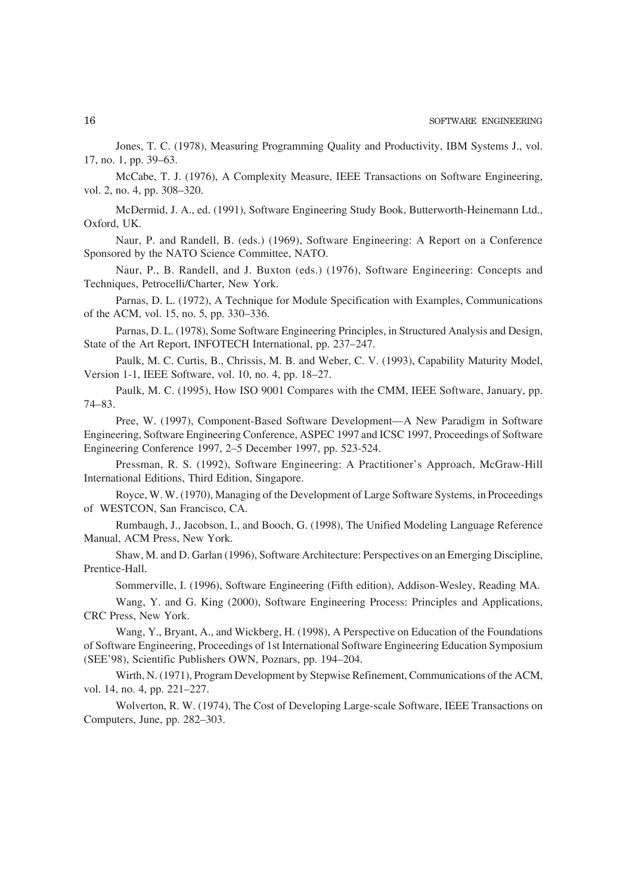Jones, T. C. (1978), Measuring Programming Quality and Productivity, IBM Systems J., vol. 17, no. 1, pp. 39–63.

McCabe, T. J. (1976), A Complexity Measure, IEEE Transactions on Software Engineering, vol. 2, no. 4, pp. 308–320.

McDermid, J. A., ed. (1991), Software Engineering Study Book, Butterworth-Heinemann Ltd., Oxford, UK.

Naur, P. and Randell, B. (eds.) (1969), Software Engineering: A Report on a Conference Sponsored by the NATO Science Committee, NATO.

Naur, P., B. Randell, and J. Buxton (eds.) (1976), Software Engineering: Concepts and Techniques, Petrocelli/Charter, New York.

Parnas, D. L. (1972), A Technique for Module Specification with Examples, Communications of the ACM, vol. 15, no. 5, pp. 330–336.

Parnas, D. L. (1978), Some Software Engineering Principles, in Structured Analysis and Design, State of the Art Report, INFOTECH International, pp. 237–247.

Paulk, M. C. Curtis, B., Chrissis, M. B. and Weber, C. V. (1993), Capability Maturity Model, Version 1-1, IEEE Software, vol. 10, no. 4, pp. 18–27.

Paulk, M. C. (1995), How ISO 9001 Compares with the CMM, IEEE Software, January, pp. 74–83.

Pree, W. (1997), Component-Based Software Development—A New Paradigm in Software Engineering, Software Engineering Conference, ASPEC 1997 and ICSC 1997, Proceedings of Software Engineering Conference 1997, 2–5 December 1997, pp. 523-524.

Pressman, R. S. (1992), Software Engineering: A Practitioner's Approach, McGraw-Hill International Editions, Third Edition, Singapore.

Royce, W. W. (1970), Managing of the Development of Large Software Systems, in Proceedings of WESTCON, San Francisco, CA.

Rumbaugh, J., Jacobson, I., and Booch, G. (1998), The Unified Modeling Language Reference Manual, ACM Press, New York.

Shaw, M. and D. Garlan (1996), Software Architecture: Perspectives on an Emerging Discipline, Prentice-Hall.

Sommerville, I. (1996), Software Engineering (Fifth edition), Addison-Wesley, Reading MA.

Wang, Y. and G. King (2000), Software Engineering Process: Principles and Applications, CRC Press, New York.

Wang, Y., Bryant, A., and Wickberg, H. (1998), A Perspective on Education of the Foundations of Software Engineering, Proceedings of 1st International Software Engineering Education Symposium (SEE'98), Scientific Publishers OWN, Poznars, pp. 194–204.

Wirth, N. (1971), Program Development by Stepwise Refinement, Communications of the ACM, vol. 14, no. 4, pp. 221–227.

Wolverton, R. W. (1974), The Cost of Developing Large-scale Software, IEEE Transactions on Computers, June, pp. 282–303.